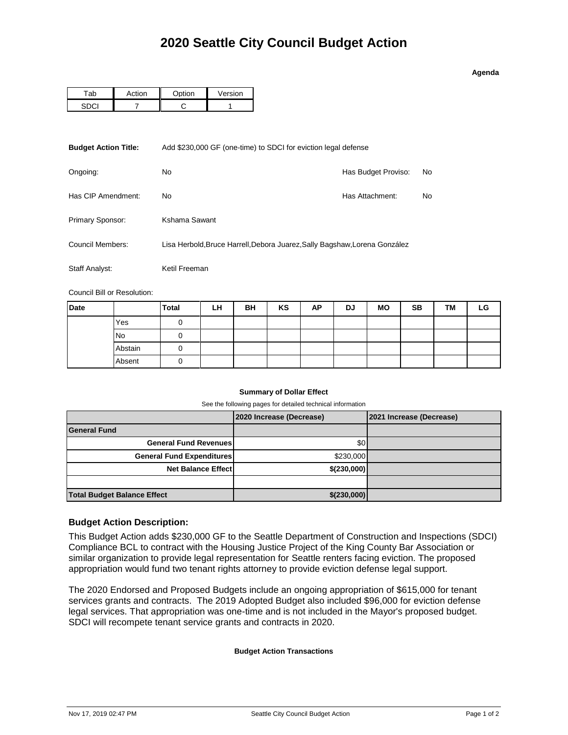# 2020 Seattle City Council Budget Action

**Agenda**

| Tab | Action | Option | Version |
|---|---|---|---|
| SDCI | 7 | C | 1 |

**Budget Action Title:** Add $230,000 GF (one-time) to SDCI for eviction legal defense

Ongoing: No

Has Budget Proviso: No

Has CIP Amendment: No

Has Attachment: No

Primary Sponsor: Kshama Sawant

Council Members: Lisa Herbold,Bruce Harrell,Debora Juarez,Sally Bagshaw,Lorena González

Staff Analyst: Ketil Freeman

Council Bill or Resolution:

| Date | | Total | LH | BH | KS | AP | DJ | MO | SB | TM | LG |
|---|---|---|---|---|---|---|---|---|---|---|---|
| | Yes | 0 | | | | | | | | | |
| | No | 0 | | | | | | | | | |
| | Abstain | 0 | | | | | | | | | |
| | Absent | 0 | | | | | | | | | |

**Summary of Dollar Effect**

See the following pages for detailed technical information

| | 2020 Increase (Decrease) | 2021 Increase (Decrease) |
|---|---|---|
| **General Fund** | | |
| **General Fund Revenues** | $0 | |
| **General Fund Expenditures** | $230,000 | |
| **Net Balance Effect** | **$(230,000)** | |
| | | |
| **Total Budget Balance Effect** | **$(230,000)** | |

### Budget Action Description:

This Budget Action adds $230,000 GF to the Seattle Department of Construction and Inspections (SDCI) Compliance BCL to contract with the Housing Justice Project of the King County Bar Association or similar organization to provide legal representation for Seattle renters facing eviction. The proposed appropriation would fund two tenant rights attorney to provide eviction defense legal support.

The 2020 Endorsed and Proposed Budgets include an ongoing appropriation of $615,000 for tenant services grants and contracts. The 2019 Adopted Budget also included $96,000 for eviction defense legal services. That appropriation was one-time and is not included in the Mayor's proposed budget. SDCI will recompete tenant service grants and contracts in 2020.

**Budget Action Transactions**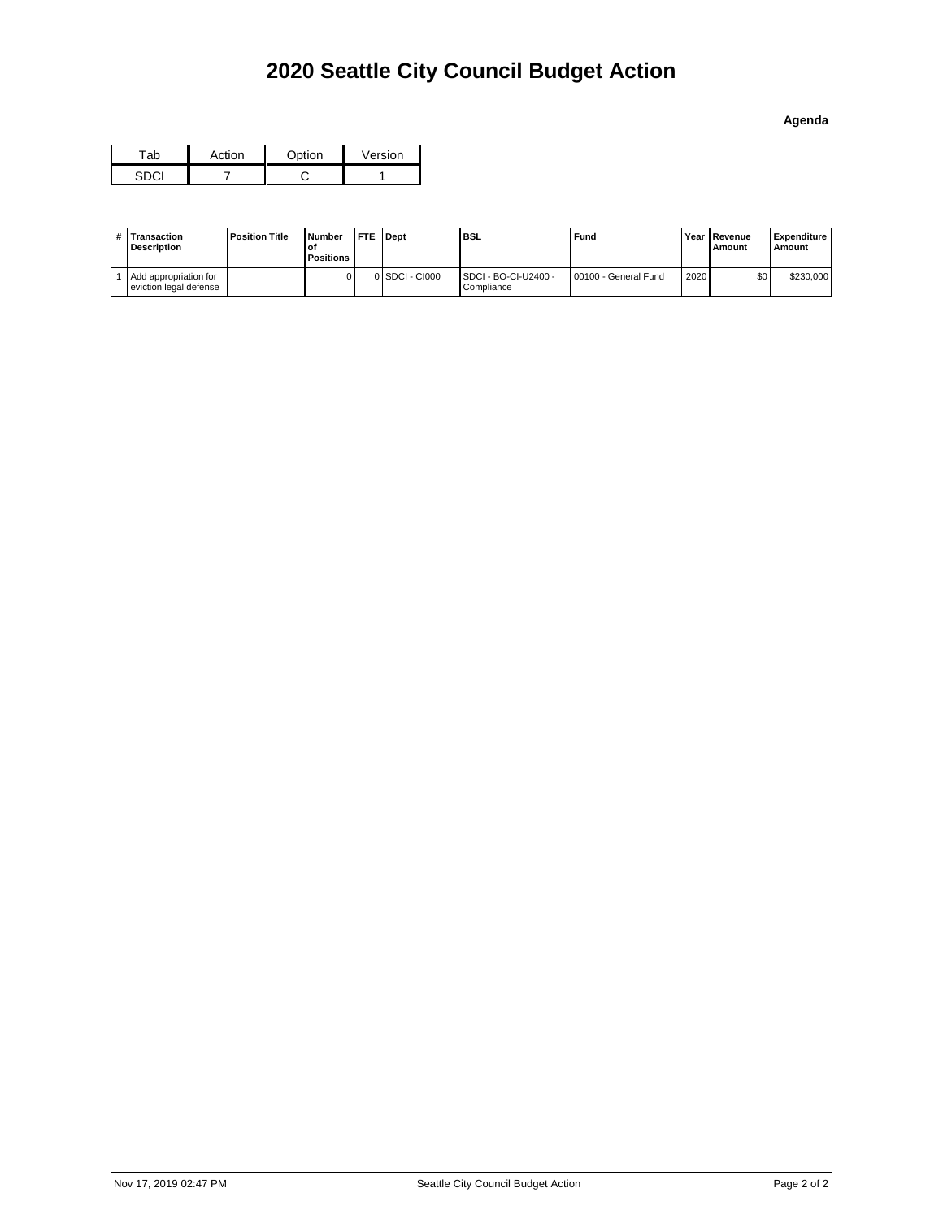# 2020 Seattle City Council Budget Action

**Agenda**

| Tab | Action | Option | Version |
|---|---|---|---|
| SDCI | 7 | C | 1 |

| # | Transaction Description | Position Title | Number of Positions | FTE | Dept | BSL | Fund | Year | Revenue Amount | Expenditure Amount |
|---|---|---|---|---|---|---|---|---|---|---|
| 1 | Add appropriation for eviction legal defense | | 0 | 0 | SDCI - CI000 | SDCI - BO-CI-U2400 - Compliance | 00100 - General Fund | 2020 | $0 | $230,000 |